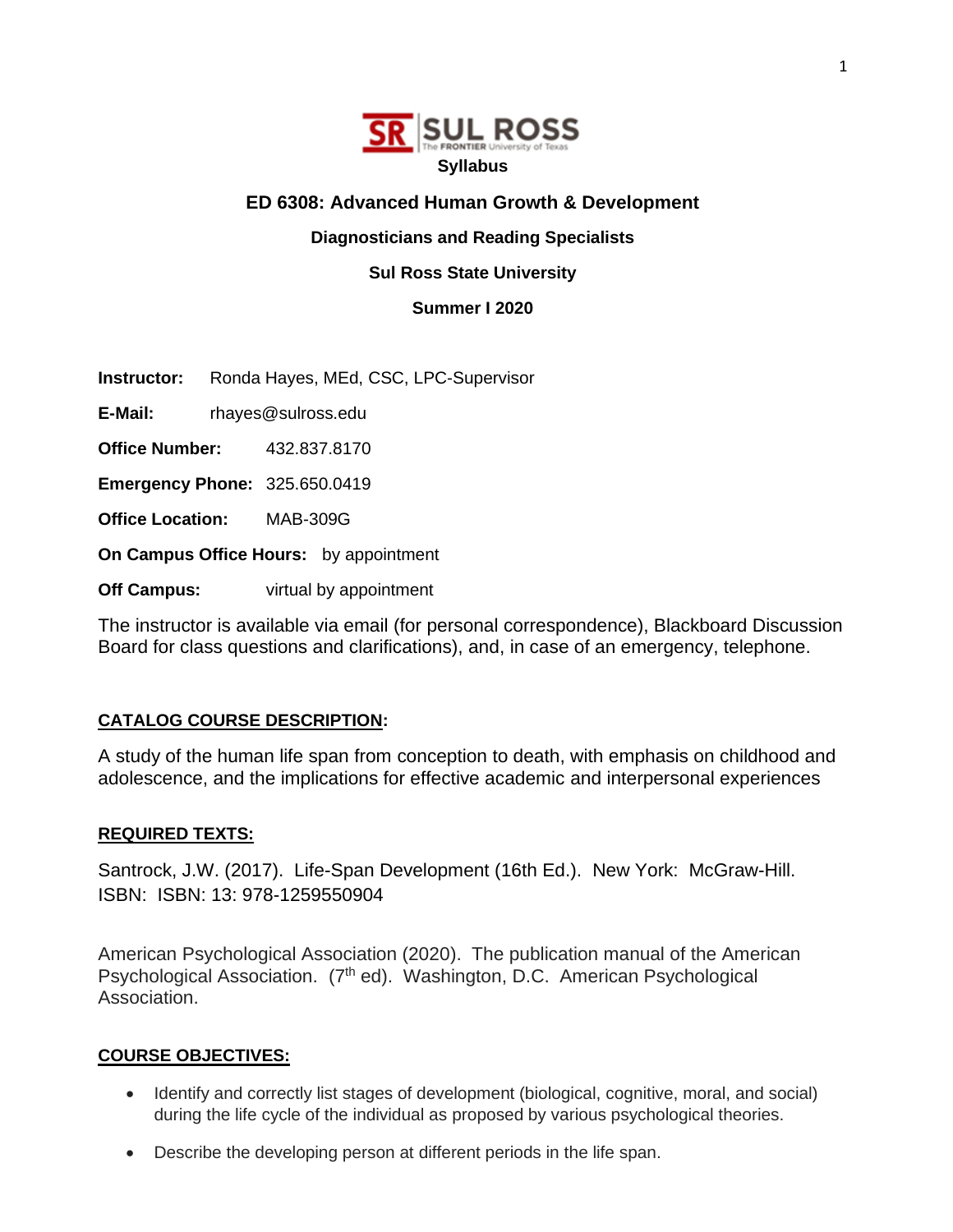**Syllabus**

# ED 6308: Advanced Human Growth & Development

**Diagnosticians and Reading Specialists**

**Sul Ross State University**

**Summer I 2020**

**Instructor:** Ronda Hayes, MEd, CSC, LPC-Supervisor

**E-Mail:** rhayes@sulross.edu

**Office Number:** 432.837.8170

**Emergency Phone:** 325.650.0419

**Office Location:** MAB-309G

**On Campus Office Hours:** by appointment

**Off Campus:** virtual by appointment

The instructor is available via email (for personal correspondence), Blackboard Discussion Board for class questions and clarifications), and, in case of an emergency, telephone.

## CATALOG COURSE DESCRIPTION:

A study of the human life span from conception to death, with emphasis on childhood and adolescence, and the implications for effective academic and interpersonal experiences

## REQUIRED TEXTS:

Santrock, J.W. (2017). Life-Span Development (16th Ed.). New York: McGraw-Hill. ISBN: ISBN: 13: 978-1259550904

American Psychological Association (2020). The publication manual of the American Psychological Association. (7th ed). Washington, D.C. American Psychological Association.

## COURSE OBJECTIVES:

- Identify and correctly list stages of development (biological, cognitive, moral, and social) during the life cycle of the individual as proposed by various psychological theories.
- Describe the developing person at different periods in the life span.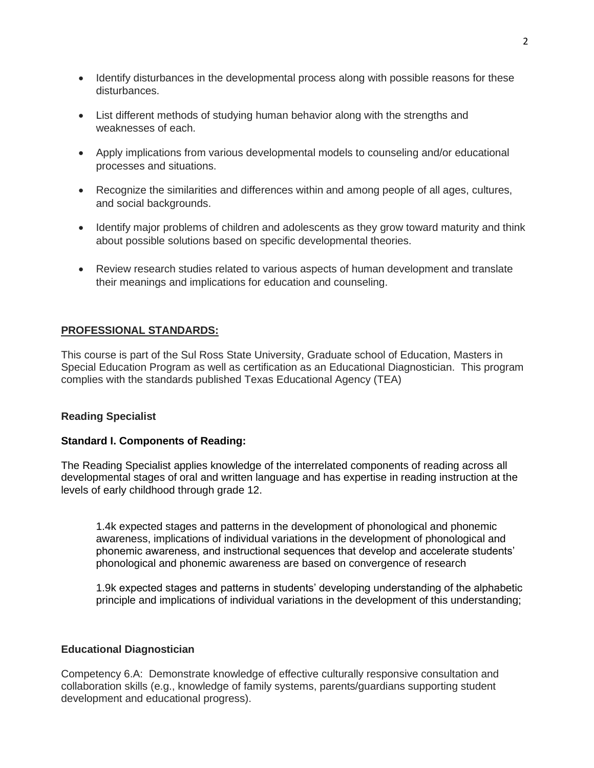- Identify disturbances in the developmental process along with possible reasons for these disturbances.
- List different methods of studying human behavior along with the strengths and weaknesses of each.
- Apply implications from various developmental models to counseling and/or educational processes and situations.
- Recognize the similarities and differences within and among people of all ages, cultures, and social backgrounds.
- Identify major problems of children and adolescents as they grow toward maturity and think about possible solutions based on specific developmental theories.
- Review research studies related to various aspects of human development and translate their meanings and implications for education and counseling.

## **PROFESSIONAL STANDARDS:**

This course is part of the Sul Ross State University, Graduate school of Education, Masters in Special Education Program as well as certification as an Educational Diagnostician. This program complies with the standards published Texas Educational Agency (TEA)

### **Reading Specialist**

#### **Standard I. Components of Reading:**

The Reading Specialist applies knowledge of the interrelated components of reading across all developmental stages of oral and written language and has expertise in reading instruction at the levels of early childhood through grade 12.

> 1.4k expected stages and patterns in the development of phonological and phonemic awareness, implications of individual variations in the development of phonological and phonemic awareness, and instructional sequences that develop and accelerate students' phonological and phonemic awareness are based on convergence of research
>
> 1.9k expected stages and patterns in students' developing understanding of the alphabetic principle and implications of individual variations in the development of this understanding;

### **Educational Diagnostician**

Competency 6.A: Demonstrate knowledge of effective culturally responsive consultation and collaboration skills (e.g., knowledge of family systems, parents/guardians supporting student development and educational progress).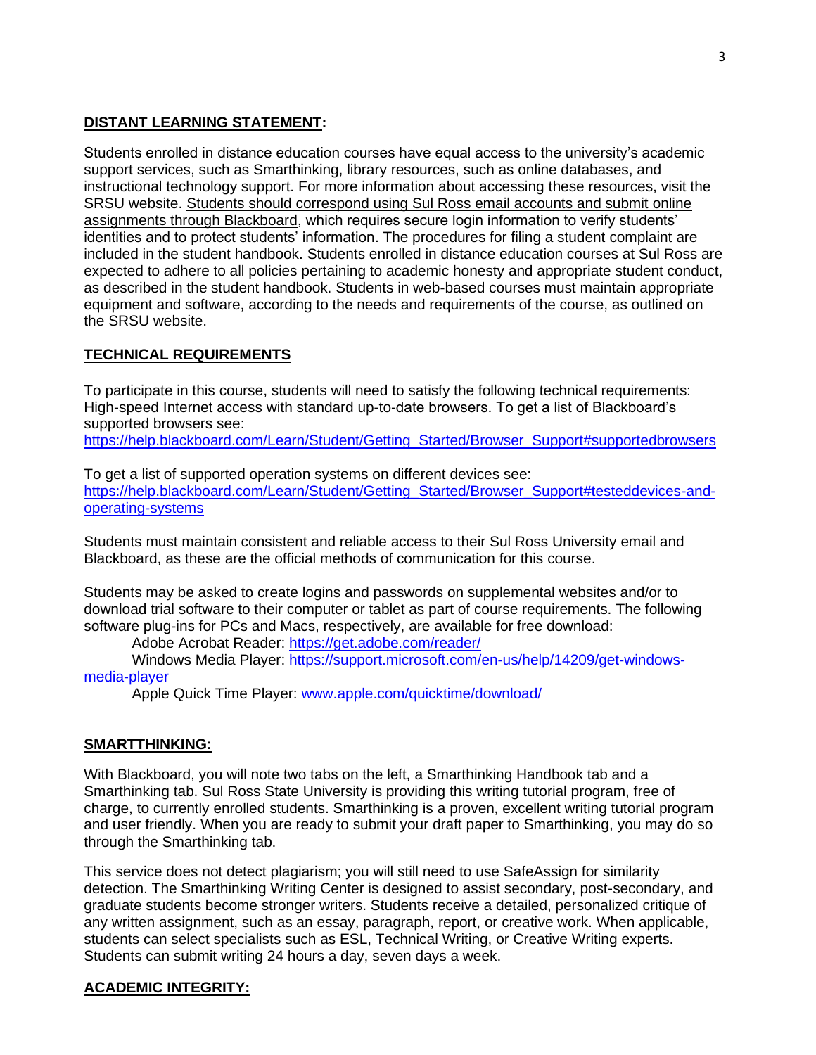## DISTANT LEARNING STATEMENT:

Students enrolled in distance education courses have equal access to the university's academic support services, such as Smarthinking, library resources, such as online databases, and instructional technology support. For more information about accessing these resources, visit the SRSU website. Students should correspond using Sul Ross email accounts and submit online assignments through Blackboard, which requires secure login information to verify students' identities and to protect students' information. The procedures for filing a student complaint are included in the student handbook. Students enrolled in distance education courses at Sul Ross are expected to adhere to all policies pertaining to academic honesty and appropriate student conduct, as described in the student handbook. Students in web-based courses must maintain appropriate equipment and software, according to the needs and requirements of the course, as outlined on the SRSU website.

## TECHNICAL REQUIREMENTS

To participate in this course, students will need to satisfy the following technical requirements: High-speed Internet access with standard up-to-date browsers. To get a list of Blackboard's supported browsers see:
https://help.blackboard.com/Learn/Student/Getting_Started/Browser_Support#supportedbrowsers

To get a list of supported operation systems on different devices see:
https://help.blackboard.com/Learn/Student/Getting_Started/Browser_Support#testeddevices-and-operating-systems

Students must maintain consistent and reliable access to their Sul Ross University email and Blackboard, as these are the official methods of communication for this course.

Students may be asked to create logins and passwords on supplemental websites and/or to download trial software to their computer or tablet as part of course requirements. The following software plug-ins for PCs and Macs, respectively, are available for free download:

Adobe Acrobat Reader: https://get.adobe.com/reader/
Windows Media Player: https://support.microsoft.com/en-us/help/14209/get-windows-media-player
Apple Quick Time Player: www.apple.com/quicktime/download/

## SMARTTHINKING:

With Blackboard, you will note two tabs on the left, a Smarthinking Handbook tab and a Smarthinking tab. Sul Ross State University is providing this writing tutorial program, free of charge, to currently enrolled students. Smarthinking is a proven, excellent writing tutorial program and user friendly. When you are ready to submit your draft paper to Smarthinking, you may do so through the Smarthinking tab.

This service does not detect plagiarism; you will still need to use SafeAssign for similarity detection. The Smarthinking Writing Center is designed to assist secondary, post-secondary, and graduate students become stronger writers. Students receive a detailed, personalized critique of any written assignment, such as an essay, paragraph, report, or creative work. When applicable, students can select specialists such as ESL, Technical Writing, or Creative Writing experts. Students can submit writing 24 hours a day, seven days a week.

## ACADEMIC INTEGRITY: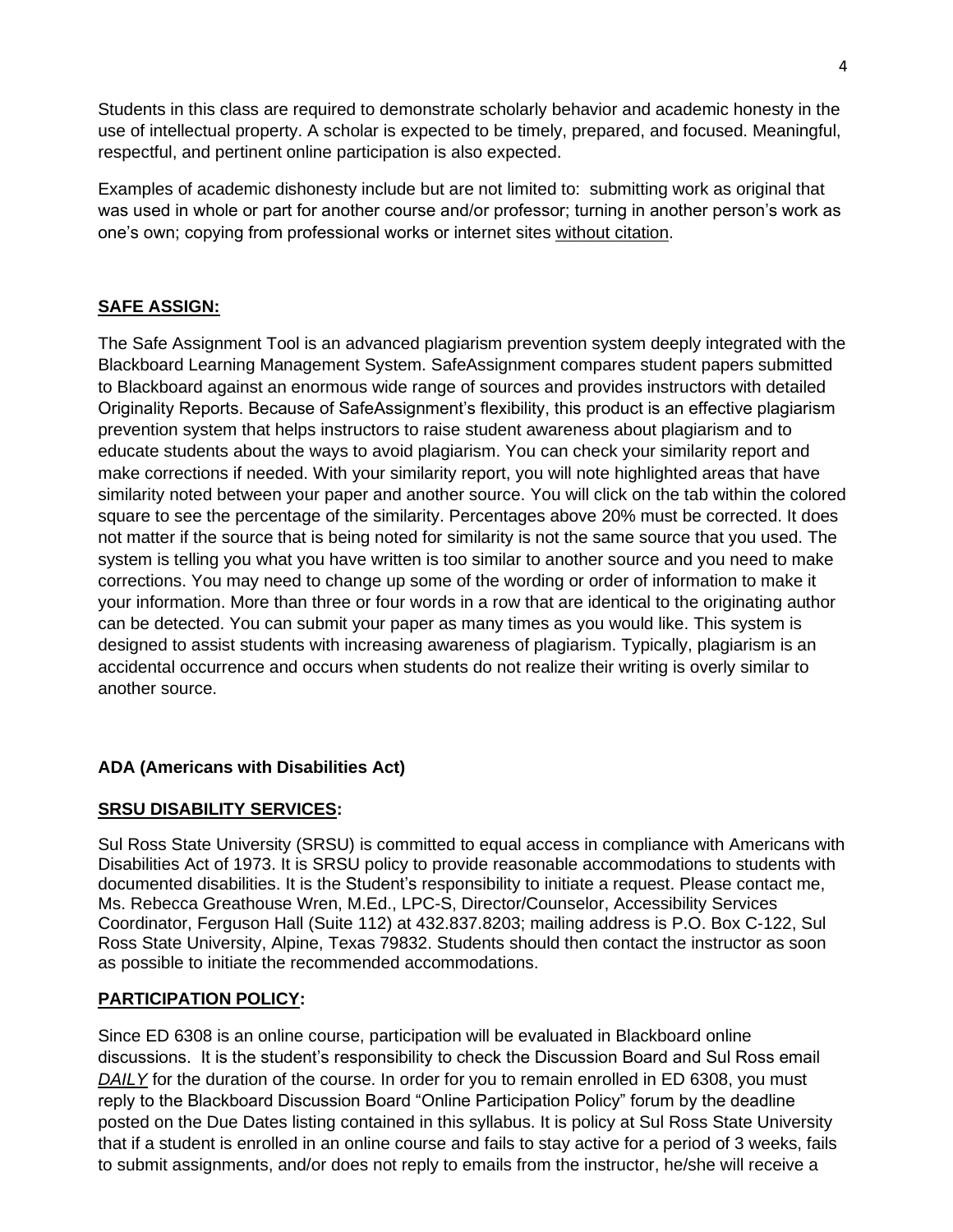Students in this class are required to demonstrate scholarly behavior and academic honesty in the use of intellectual property. A scholar is expected to be timely, prepared, and focused. Meaningful, respectful, and pertinent online participation is also expected.

Examples of academic dishonesty include but are not limited to: submitting work as original that was used in whole or part for another course and/or professor; turning in another person's work as one's own; copying from professional works or internet sites without citation.

## SAFE ASSIGN:

The Safe Assignment Tool is an advanced plagiarism prevention system deeply integrated with the Blackboard Learning Management System. SafeAssignment compares student papers submitted to Blackboard against an enormous wide range of sources and provides instructors with detailed Originality Reports. Because of SafeAssignment's flexibility, this product is an effective plagiarism prevention system that helps instructors to raise student awareness about plagiarism and to educate students about the ways to avoid plagiarism. You can check your similarity report and make corrections if needed. With your similarity report, you will note highlighted areas that have similarity noted between your paper and another source. You will click on the tab within the colored square to see the percentage of the similarity. Percentages above 20% must be corrected. It does not matter if the source that is being noted for similarity is not the same source that you used. The system is telling you what you have written is too similar to another source and you need to make corrections. You may need to change up some of the wording or order of information to make it your information. More than three or four words in a row that are identical to the originating author can be detected. You can submit your paper as many times as you would like. This system is designed to assist students with increasing awareness of plagiarism. Typically, plagiarism is an accidental occurrence and occurs when students do not realize their writing is overly similar to another source.

## ADA (Americans with Disabilities Act)

## SRSU DISABILITY SERVICES:

Sul Ross State University (SRSU) is committed to equal access in compliance with Americans with Disabilities Act of 1973. It is SRSU policy to provide reasonable accommodations to students with documented disabilities. It is the Student's responsibility to initiate a request. Please contact me, Ms. Rebecca Greathouse Wren, M.Ed., LPC-S, Director/Counselor, Accessibility Services Coordinator, Ferguson Hall (Suite 112) at 432.837.8203; mailing address is P.O. Box C-122, Sul Ross State University, Alpine, Texas 79832. Students should then contact the instructor as soon as possible to initiate the recommended accommodations.

## PARTICIPATION POLICY:

Since ED 6308 is an online course, participation will be evaluated in Blackboard online discussions. It is the student's responsibility to check the Discussion Board and Sul Ross email ***DAILY*** for the duration of the course. In order for you to remain enrolled in ED 6308, you must reply to the Blackboard Discussion Board "Online Participation Policy" forum by the deadline posted on the Due Dates listing contained in this syllabus. It is policy at Sul Ross State University that if a student is enrolled in an online course and fails to stay active for a period of 3 weeks, fails to submit assignments, and/or does not reply to emails from the instructor, he/she will receive a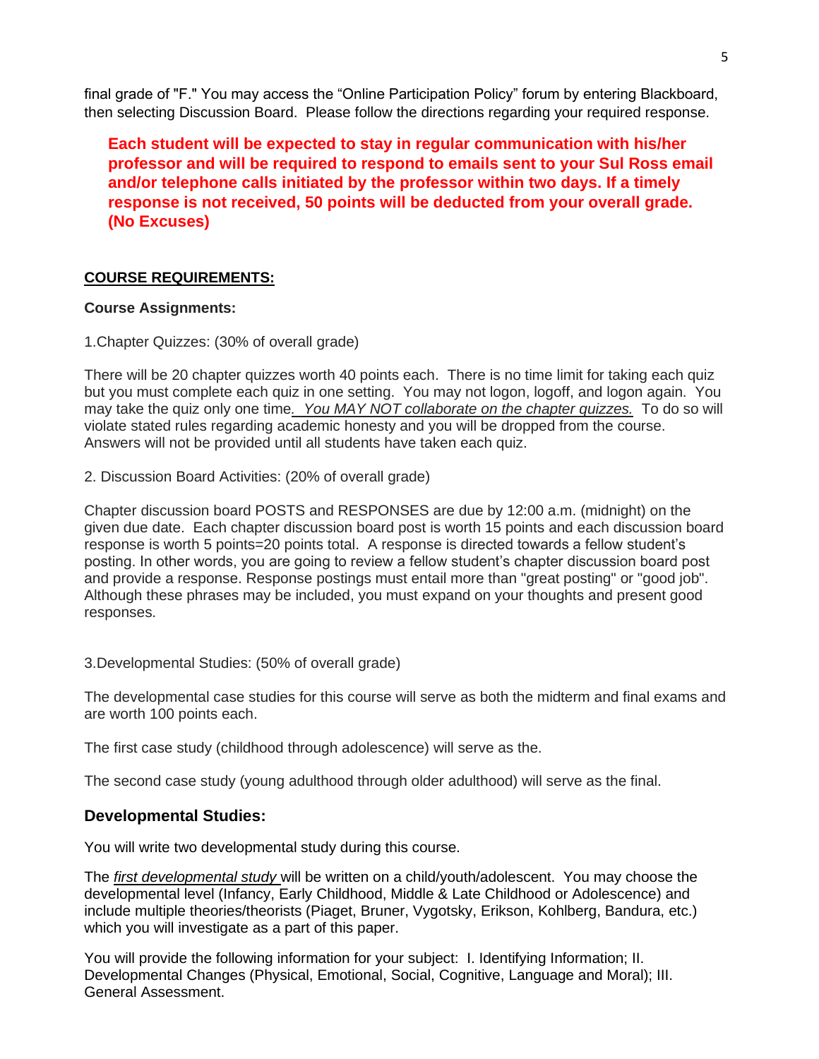final grade of "F." You may access the "Online Participation Policy" forum by entering Blackboard, then selecting Discussion Board. Please follow the directions regarding your required response.

**Each student will be expected to stay in regular communication with his/her professor and will be required to respond to emails sent to your Sul Ross email and/or telephone calls initiated by the professor within two days. If a timely response is not received, 50 points will be deducted from your overall grade. (No Excuses)**

**COURSE REQUIREMENTS:**

**Course Assignments:**

1.Chapter Quizzes: (30% of overall grade)

There will be 20 chapter quizzes worth 40 points each. There is no time limit for taking each quiz but you must complete each quiz in one setting. You may not logon, logoff, and logon again. You may take the quiz only one time*. You MAY NOT collaborate on the chapter quizzes.* To do so will violate stated rules regarding academic honesty and you will be dropped from the course. Answers will not be provided until all students have taken each quiz.

2. Discussion Board Activities: (20% of overall grade)

Chapter discussion board POSTS and RESPONSES are due by 12:00 a.m. (midnight) on the given due date. Each chapter discussion board post is worth 15 points and each discussion board response is worth 5 points=20 points total. A response is directed towards a fellow student's posting. In other words, you are going to review a fellow student's chapter discussion board post and provide a response. Response postings must entail more than "great posting" or "good job". Although these phrases may be included, you must expand on your thoughts and present good responses.

3.Developmental Studies: (50% of overall grade)

The developmental case studies for this course will serve as both the midterm and final exams and are worth 100 points each.

The first case study (childhood through adolescence) will serve as the.

The second case study (young adulthood through older adulthood) will serve as the final.

### Developmental Studies:

You will write two developmental study during this course.

The *first developmental study* will be written on a child/youth/adolescent. You may choose the developmental level (Infancy, Early Childhood, Middle & Late Childhood or Adolescence) and include multiple theories/theorists (Piaget, Bruner, Vygotsky, Erikson, Kohlberg, Bandura, etc.) which you will investigate as a part of this paper.

You will provide the following information for your subject: I. Identifying Information; II. Developmental Changes (Physical, Emotional, Social, Cognitive, Language and Moral); III. General Assessment.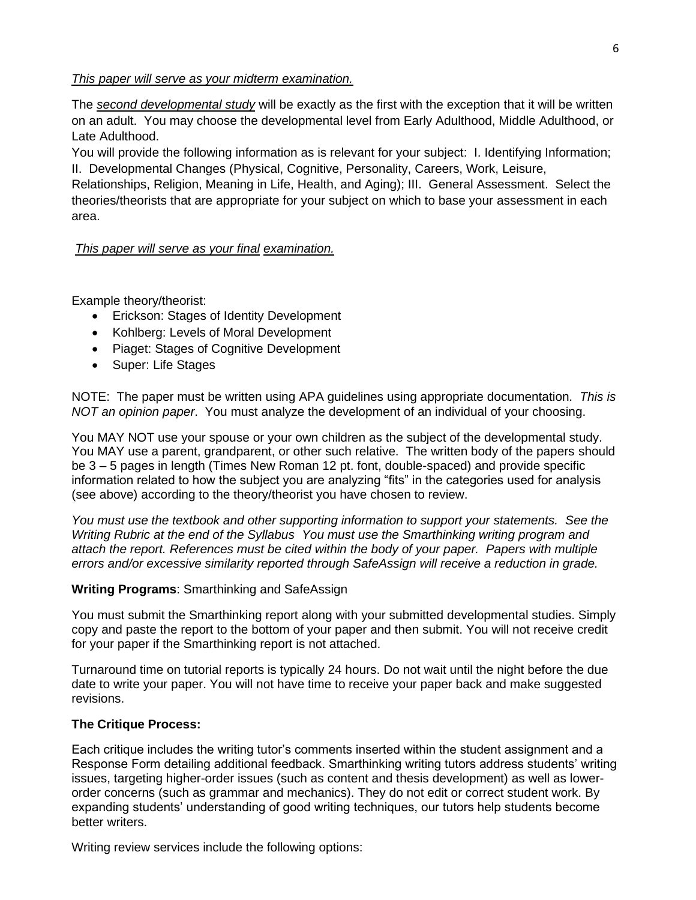*This paper will serve as your midterm examination.*

The ***second developmental study*** will be exactly as the first with the exception that it will be written on an adult. You may choose the developmental level from Early Adulthood, Middle Adulthood, or Late Adulthood.

You will provide the following information as is relevant for your subject: I. Identifying Information; II. Developmental Changes (Physical, Cognitive, Personality, Careers, Work, Leisure, Relationships, Religion, Meaning in Life, Health, and Aging); III. General Assessment. Select the theories/theorists that are appropriate for your subject on which to base your assessment in each area.

*This paper will serve as your final examination.*

Example theory/theorist:

- Erickson: Stages of Identity Development
- Kohlberg: Levels of Moral Development
- Piaget: Stages of Cognitive Development
- Super: Life Stages

NOTE: The paper must be written using APA guidelines using appropriate documentation. *This is NOT an opinion paper*. You must analyze the development of an individual of your choosing.

You MAY NOT use your spouse or your own children as the subject of the developmental study. You MAY use a parent, grandparent, or other such relative. The written body of the papers should be 3 – 5 pages in length (Times New Roman 12 pt. font, double-spaced) and provide specific information related to how the subject you are analyzing "fits" in the categories used for analysis (see above) according to the theory/theorist you have chosen to review.

*You must use the textbook and other supporting information to support your statements. See the Writing Rubric at the end of the Syllabus You must use the Smarthinking writing program and attach the report. References must be cited within the body of your paper. Papers with multiple errors and/or excessive similarity reported through SafeAssign will receive a reduction in grade.*

**Writing Programs**: Smarthinking and SafeAssign

You must submit the Smarthinking report along with your submitted developmental studies. Simply copy and paste the report to the bottom of your paper and then submit. You will not receive credit for your paper if the Smarthinking report is not attached.

Turnaround time on tutorial reports is typically 24 hours. Do not wait until the night before the due date to write your paper. You will not have time to receive your paper back and make suggested revisions.

**The Critique Process:**

Each critique includes the writing tutor's comments inserted within the student assignment and a Response Form detailing additional feedback. Smarthinking writing tutors address students' writing issues, targeting higher-order issues (such as content and thesis development) as well as lower-order concerns (such as grammar and mechanics). They do not edit or correct student work. By expanding students' understanding of good writing techniques, our tutors help students become better writers.

Writing review services include the following options: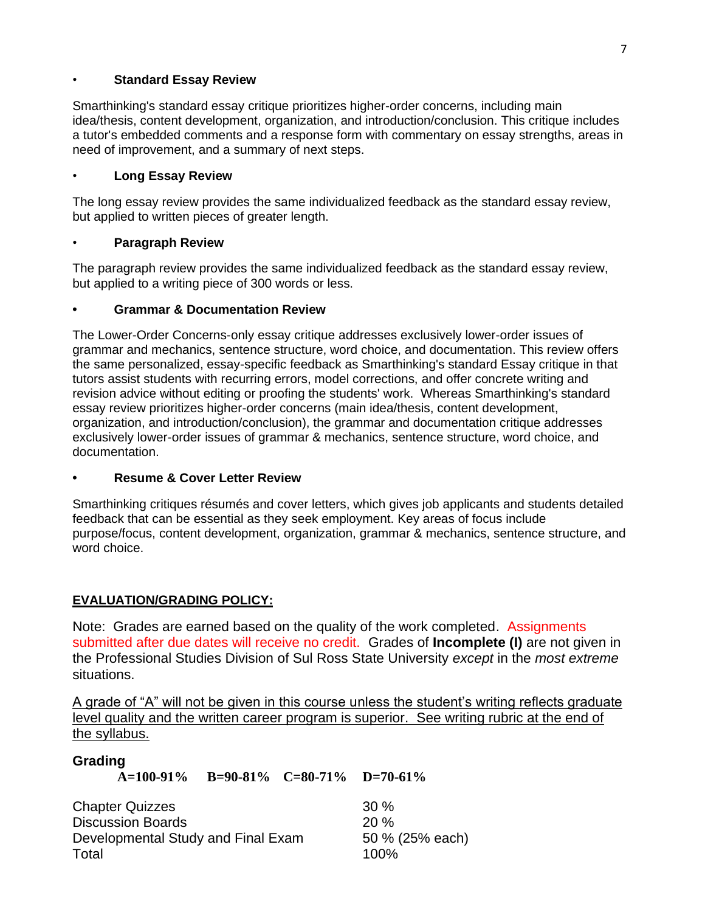- **Standard Essay Review**

Smarthinking's standard essay critique prioritizes higher-order concerns, including main idea/thesis, content development, organization, and introduction/conclusion. This critique includes a tutor's embedded comments and a response form with commentary on essay strengths, areas in need of improvement, and a summary of next steps.

- **Long Essay Review**

The long essay review provides the same individualized feedback as the standard essay review, but applied to written pieces of greater length.

- **Paragraph Review**

The paragraph review provides the same individualized feedback as the standard essay review, but applied to a writing piece of 300 words or less.

- **Grammar & Documentation Review**

The Lower-Order Concerns-only essay critique addresses exclusively lower-order issues of grammar and mechanics, sentence structure, word choice, and documentation. This review offers the same personalized, essay-specific feedback as Smarthinking's standard Essay critique in that tutors assist students with recurring errors, model corrections, and offer concrete writing and revision advice without editing or proofing the students' work. Whereas Smarthinking's standard essay review prioritizes higher-order concerns (main idea/thesis, content development, organization, and introduction/conclusion), the grammar and documentation critique addresses exclusively lower-order issues of grammar & mechanics, sentence structure, word choice, and documentation.

- **Resume & Cover Letter Review**

Smarthinking critiques résumés and cover letters, which gives job applicants and students detailed feedback that can be essential as they seek employment. Key areas of focus include purpose/focus, content development, organization, grammar & mechanics, sentence structure, and word choice.

## EVALUATION/GRADING POLICY:

Note: Grades are earned based on the quality of the work completed. Assignments submitted after due dates will receive no credit. Grades of **Incomplete (I)** are not given in the Professional Studies Division of Sul Ross State University *except* in the *most extreme* situations.

A grade of "A" will not be given in this course unless the student's writing reflects graduate level quality and the written career program is superior. See writing rubric at the end of the syllabus.

### Grading

**A=100-91% B=90-81% C=80-71% D=70-61%**

| | |
|---|---|
| Chapter Quizzes | 30 % |
| Discussion Boards | 20 % |
| Developmental Study and Final Exam | 50 % (25% each) |
| Total | 100% |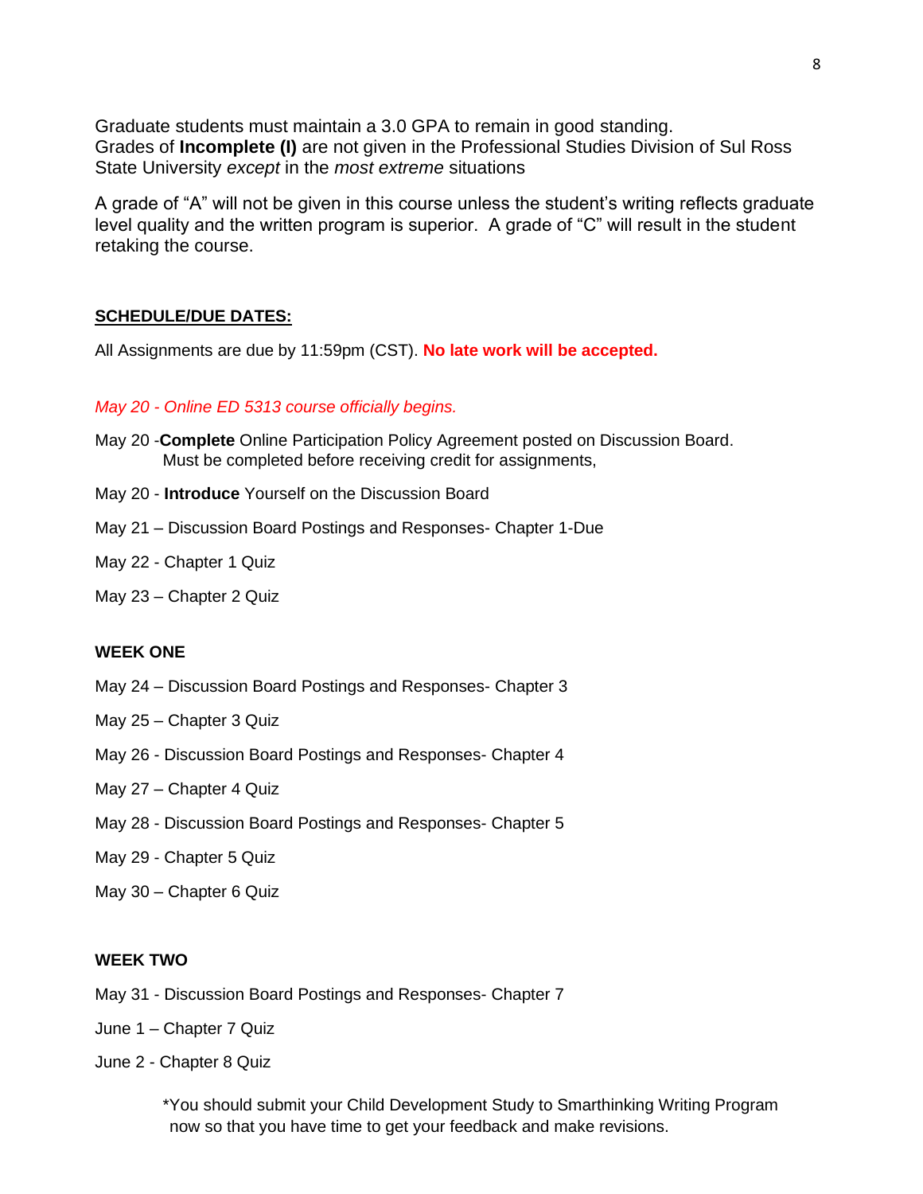Graduate students must maintain a 3.0 GPA to remain in good standing.
Grades of **Incomplete (I)** are not given in the Professional Studies Division of Sul Ross State University *except* in the *most extreme* situations

A grade of "A" will not be given in this course unless the student's writing reflects graduate level quality and the written program is superior. A grade of "C" will result in the student retaking the course.

**SCHEDULE/DUE DATES:**

All Assignments are due by 11:59pm (CST). **No late work will be accepted.**

*May 20 - Online ED 5313 course officially begins.*

May 20 -**Complete** Online Participation Policy Agreement posted on Discussion Board. Must be completed before receiving credit for assignments,

May 20 - **Introduce** Yourself on the Discussion Board

May 21 – Discussion Board Postings and Responses- Chapter 1-Due

May 22 - Chapter 1 Quiz

May 23 – Chapter 2 Quiz

**WEEK ONE**

May 24 – Discussion Board Postings and Responses- Chapter 3

May 25 – Chapter 3 Quiz

May 26 - Discussion Board Postings and Responses- Chapter 4

May 27 – Chapter 4 Quiz

May 28 - Discussion Board Postings and Responses- Chapter 5

May 29 - Chapter 5 Quiz

May 30 – Chapter 6 Quiz

**WEEK TWO**

May 31 - Discussion Board Postings and Responses- Chapter 7

June 1 – Chapter 7 Quiz

June 2 - Chapter 8 Quiz

*You should submit your Child Development Study to Smarthinking Writing Program now so that you have time to get your feedback and make revisions.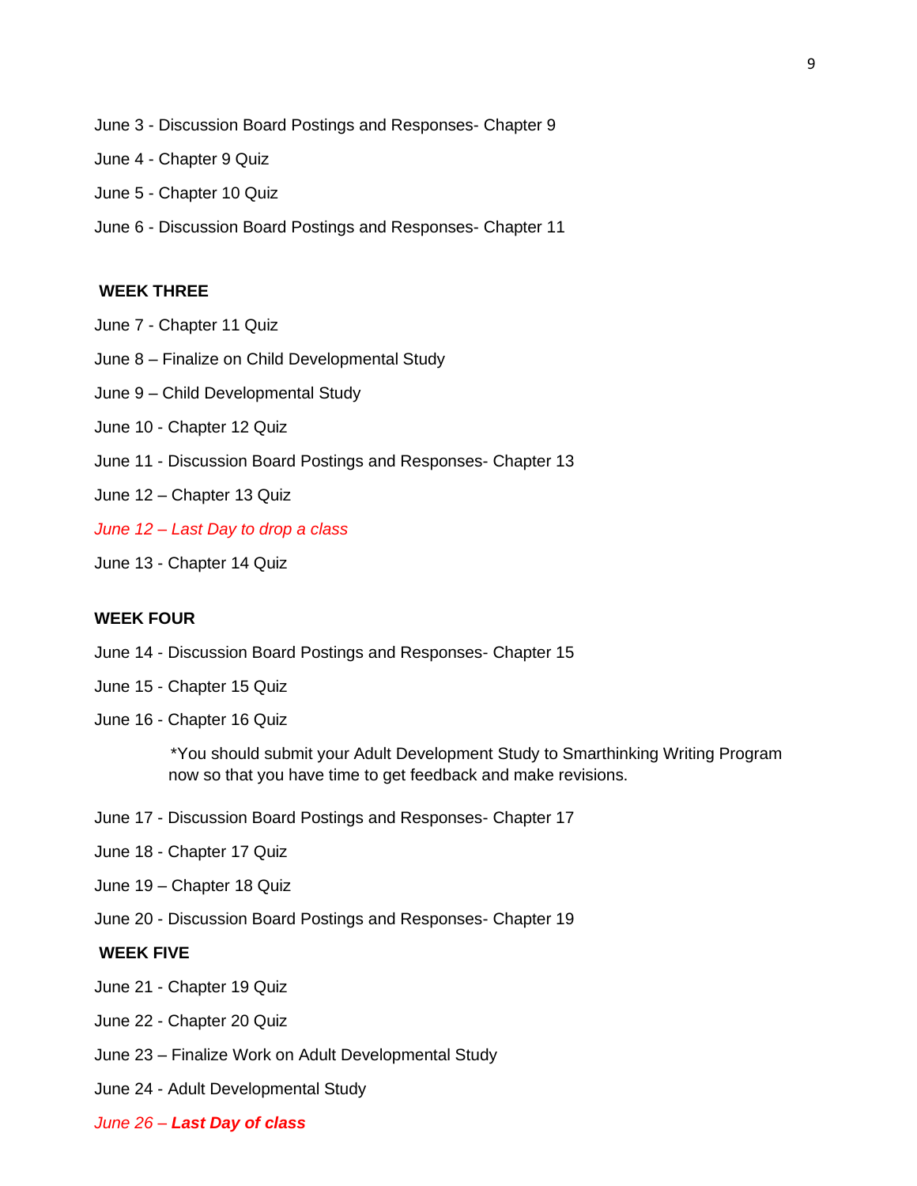June 3 - Discussion Board Postings and Responses- Chapter 9

June 4 - Chapter 9 Quiz

June 5 - Chapter 10 Quiz

June 6 - Discussion Board Postings and Responses- Chapter 11

**WEEK THREE**

June 7 - Chapter 11 Quiz

June 8 – Finalize on Child Developmental Study

June 9 – Child Developmental Study

June 10 - Chapter 12 Quiz

June 11 - Discussion Board Postings and Responses- Chapter 13

June 12 – Chapter 13 Quiz

*June 12 – Last Day to drop a class*

June 13 - Chapter 14 Quiz

**WEEK FOUR**

June 14 - Discussion Board Postings and Responses- Chapter 15

June 15 - Chapter 15 Quiz

June 16 - Chapter 16 Quiz

> *You should submit your Adult Development Study to Smarthinking Writing Program now so that you have time to get feedback and make revisions.

June 17 - Discussion Board Postings and Responses- Chapter 17

June 18 - Chapter 17 Quiz

June 19 – Chapter 18 Quiz

June 20 - Discussion Board Postings and Responses- Chapter 19

**WEEK FIVE**

June 21 - Chapter 19 Quiz

June 22 - Chapter 20 Quiz

June 23 – Finalize Work on Adult Developmental Study

June 24 - Adult Developmental Study

*June 26 – **Last Day of class***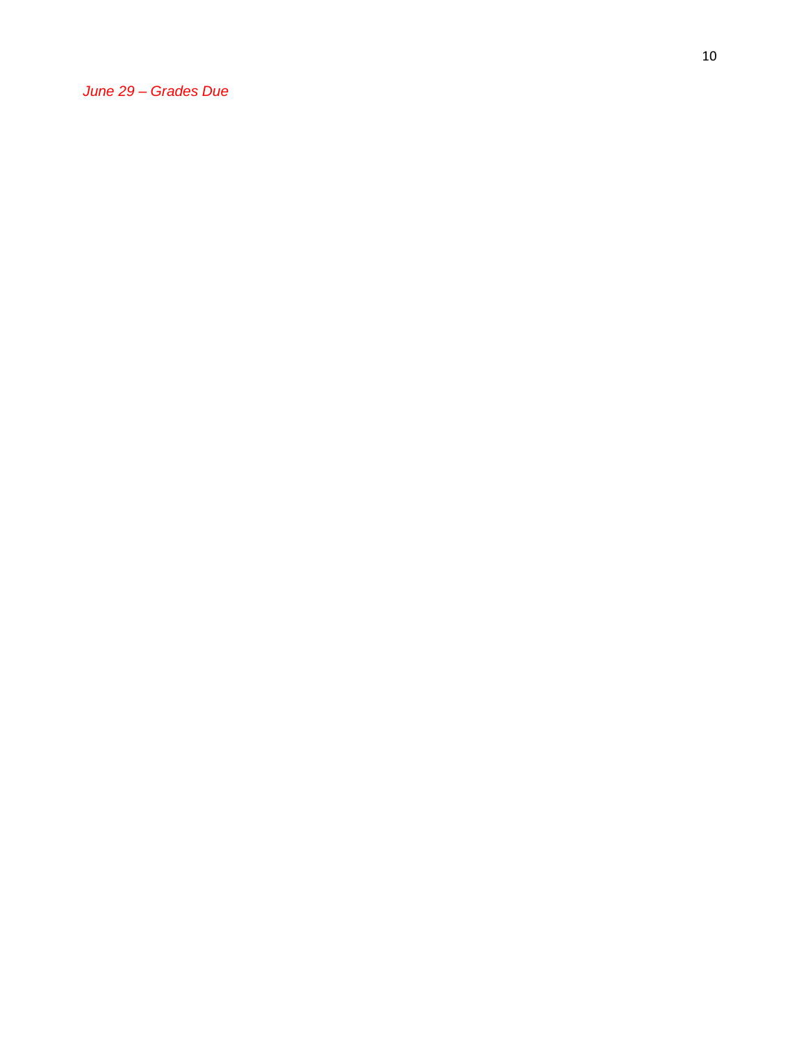*June 29 – Grades Due*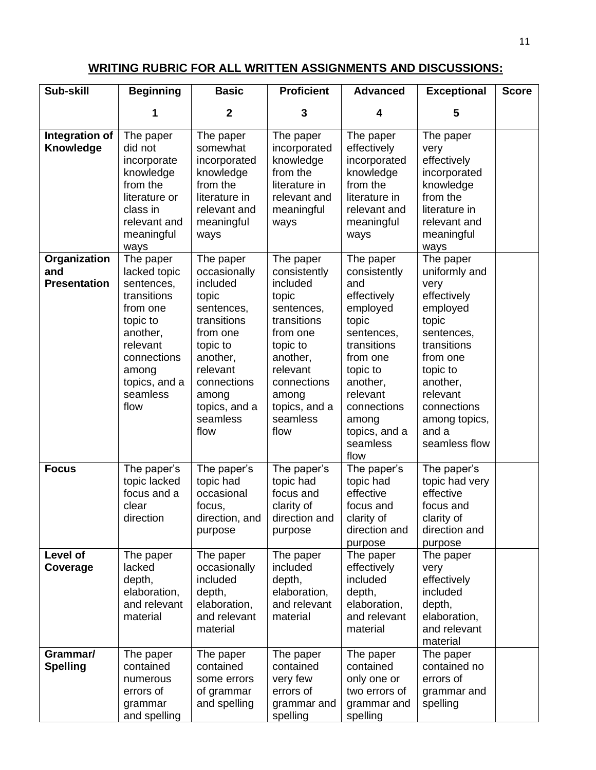## WRITING RUBRIC FOR ALL WRITTEN ASSIGNMENTS AND DISCUSSIONS:

| Sub-skill | Beginning<br>1 | Basic<br>2 | Proficient<br>3 | Advanced<br>4 | Exceptional<br>5 | Score |
|---|---|---|---|---|---|---|
| **Integration of Knowledge** | The paper did not incorporate knowledge from the literature or class in relevant and meaningful ways | The paper somewhat incorporated knowledge from the literature in relevant and meaningful ways | The paper incorporated knowledge from the literature in relevant and meaningful ways | The paper effectively incorporated knowledge from the literature in relevant and meaningful ways | The paper very effectively incorporated knowledge from the literature in relevant and meaningful ways | |
| **Organization and Presentation** | The paper lacked topic sentences, transitions from one topic to another, relevant connections among topics, and a seamless flow | The paper occasionally included topic sentences, transitions from one topic to another, relevant connections among topics, and a seamless flow | The paper consistently included topic sentences, transitions from one topic to another, relevant connections among topics, and a seamless flow | The paper consistently and effectively employed topic sentences, transitions from one topic to another, relevant connections among topics, and a seamless flow | The paper uniformly and very effectively employed topic sentences, transitions from one topic to another, relevant connections among topics, and a seamless flow | |
| **Focus** | The paper's topic lacked focus and a clear direction | The paper's topic had occasional focus, direction, and purpose | The paper's topic had focus and clarity of direction and purpose | The paper's topic had effective focus and clarity of direction and purpose | The paper's topic had very effective focus and clarity of direction and purpose | |
| **Level of Coverage** | The paper lacked depth, elaboration, and relevant material | The paper occasionally included depth, elaboration, and relevant material | The paper included depth, elaboration, and relevant material | The paper effectively included depth, elaboration, and relevant material | The paper very effectively included depth, elaboration, and relevant material | |
| **Grammar/ Spelling** | The paper contained numerous errors of grammar and spelling | The paper contained some errors of grammar and spelling | The paper contained very few errors of grammar and spelling | The paper contained only one or two errors of grammar and spelling | The paper contained no errors of grammar and spelling | |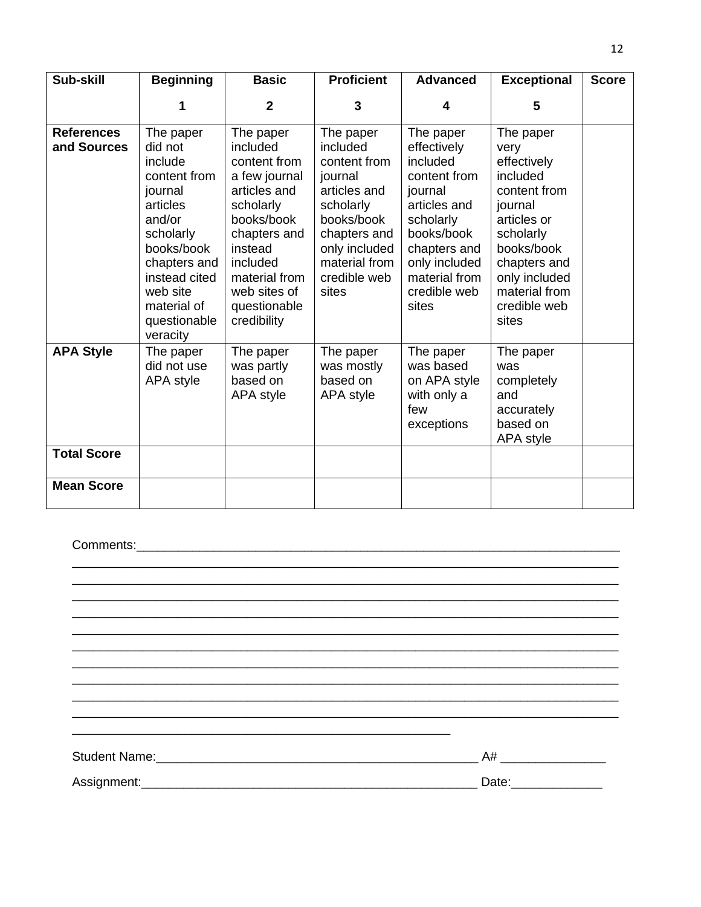| **Sub-skill** | **Beginning**<br><br>**1** | **Basic**<br><br>**2** | **Proficient**<br><br>**3** | **Advanced**<br><br>**4** | **Exceptional**<br><br>**5** | **Score** |
|---|---|---|---|---|---|---|
| **References and Sources** | The paper did not include content from journal articles and/or scholarly books/book chapters and instead cited web site material of questionable veracity | The paper included content from a few journal articles and scholarly books/book chapters and instead included material from web sites of questionable credibility | The paper included content from journal articles and scholarly books/book chapters and only included material from credible web sites | The paper effectively included content from journal articles and scholarly books/book chapters and only included material from credible web sites | The paper very effectively included content from journal articles or scholarly books/book chapters and only included material from credible web sites | |
| **APA Style** | The paper did not use APA style | The paper was partly based on APA style | The paper was mostly based on APA style | The paper was based on APA style with only a few exceptions | The paper was completely and accurately based on APA style | |
| **Total Score** | | | | | | |
| **Mean Score** | | | | | | |

Comments:___________________________________________________________________________
_____________________________________________________________________________
_____________________________________________________________________________
_____________________________________________________________________________
_____________________________________________________________________________
_____________________________________________________________________________
_____________________________________________________________________________
_____________________________________________________________________________
_____________________________________________________________________________
_____________________________________________________________________________
_____________________________________________________________________________
______________________________________________________

Student Name:_______________________________________________ A# _______________

Assignment:__________________________________________________ Date:_____________